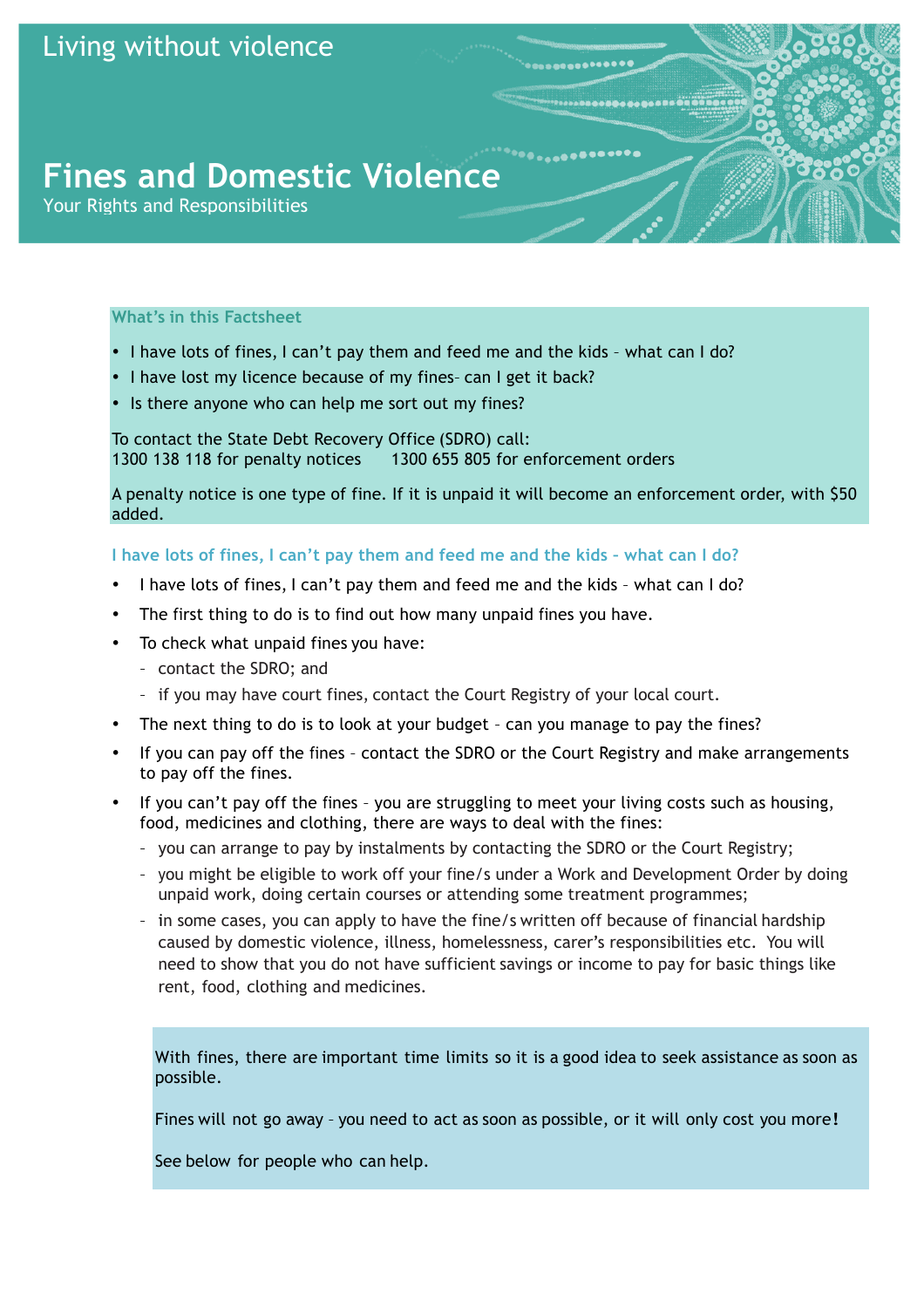Living without violence

# Fines and Domestic Violence

Your Rights and Responsibilities

**What's in this Factsheet**

- I have lots of fines, I can't pay them and feed me and the kids – what can I do?
- I have lost my licence because of my fines– can I get it back?
- Is there anyone who can help me sort out my fines?

To contact the State Debt Recovery Office (SDRO) call:
1300 138 118 for penalty notices      1300 655 805 for enforcement orders

A penalty notice is one type of fine. If it is unpaid it will become an enforcement order, with $50 added.

## I have lots of fines, I can't pay them and feed me and the kids – what can I do?

- I have lots of fines, I can't pay them and feed me and the kids – what can I do?
- The first thing to do is to find out how many unpaid fines you have.
- To check what unpaid fines you have:
  - contact the SDRO; and
  - if you may have court fines, contact the Court Registry of your local court.
- The next thing to do is to look at your budget – can you manage to pay the fines?
- If you can pay off the fines – contact the SDRO or the Court Registry and make arrangements to pay off the fines.
- If you can't pay off the fines – you are struggling to meet your living costs such as housing, food, medicines and clothing, there are ways to deal with the fines:
  - you can arrange to pay by instalments by contacting the SDRO or the Court Registry;
  - you might be eligible to work off your fine/s under a Work and Development Order by doing unpaid work, doing certain courses or attending some treatment programmes;
  - in some cases, you can apply to have the fine/s written off because of financial hardship caused by domestic violence, illness, homelessness, carer's responsibilities etc. You will need to show that you do not have sufficient savings or income to pay for basic things like rent, food, clothing and medicines.

With fines, there are important time limits so it is a good idea to seek assistance as soon as possible.

Fines will not go away – you need to act as soon as possible, or it will only cost you more**!**

See below for people who can help.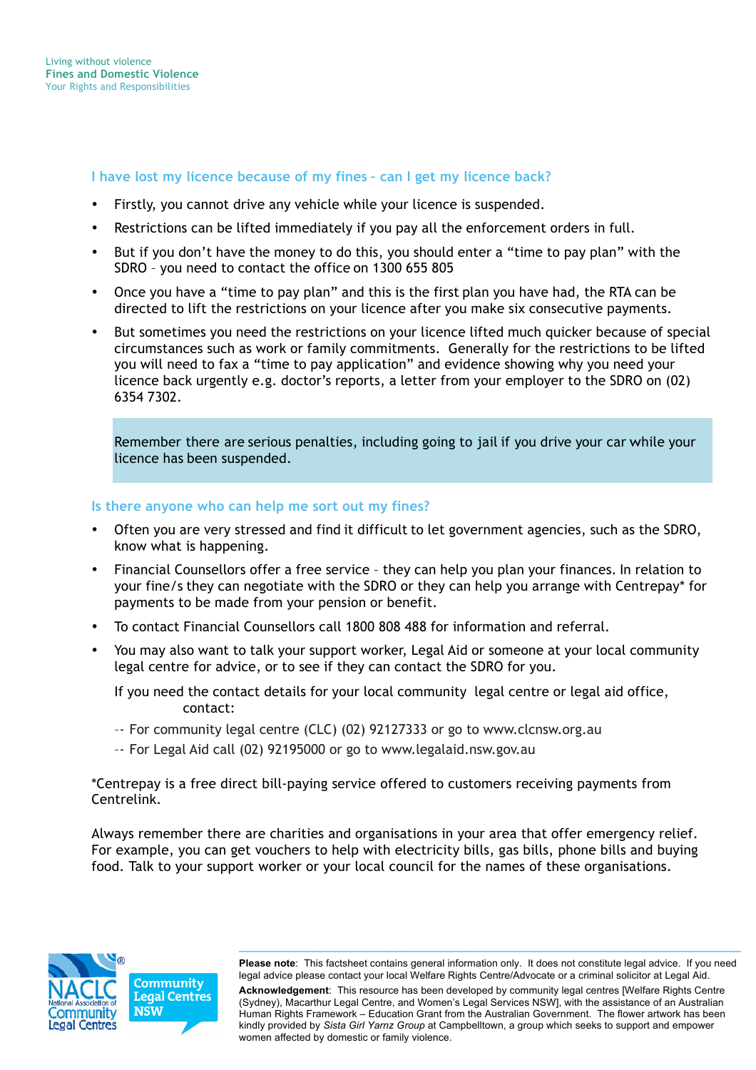## I have lost my licence because of my fines - can I get my licence back?

- Firstly, you cannot drive any vehicle while your licence is suspended.
- Restrictions can be lifted immediately if you pay all the enforcement orders in full.
- But if you don't have the money to do this, you should enter a "time to pay plan" with the SDRO – you need to contact the office on 1300 655 805
- Once you have a "time to pay plan" and this is the first plan you have had, the RTA can be directed to lift the restrictions on your licence after you make six consecutive payments.
- But sometimes you need the restrictions on your licence lifted much quicker because of special circumstances such as work or family commitments. Generally for the restrictions to be lifted you will need to fax a "time to pay application" and evidence showing why you need your licence back urgently e.g. doctor's reports, a letter from your employer to the SDRO on (02) 6354 7302.

> Remember there are serious penalties, including going to jail if you drive your car while your licence has been suspended.

## Is there anyone who can help me sort out my fines?

- Often you are very stressed and find it difficult to let government agencies, such as the SDRO, know what is happening.
- Financial Counsellors offer a free service – they can help you plan your finances. In relation to your fine/s they can negotiate with the SDRO or they can help you arrange with Centrepay* for payments to be made from your pension or benefit.
- To contact Financial Counsellors call 1800 808 488 for information and referral.
- You may also want to talk your support worker, Legal Aid or someone at your local community legal centre for advice, or to see if they can contact the SDRO for you.

  If you need the contact details for your local community legal centre or legal aid office, contact:

  -- For community legal centre (CLC) (02) 92127333 or go to www.clcnsw.org.au

  -- For Legal Aid call (02) 92195000 or go to www.legalaid.nsw.gov.au

*Centrepay is a free direct bill-paying service offered to customers receiving payments from Centrelink.

Always remember there are charities and organisations in your area that offer emergency relief. For example, you can get vouchers to help with electricity bills, gas bills, phone bills and buying food. Talk to your support worker or your local council for the names of these organisations.

NACLC National Association of Community Legal Centres

Community Legal Centres NSW

**Please note**: This factsheet contains general information only. It does not constitute legal advice. If you need legal advice please contact your local Welfare Rights Centre/Advocate or a criminal solicitor at Legal Aid.

**Acknowledgement**: This resource has been developed by community legal centres [Welfare Rights Centre (Sydney), Macarthur Legal Centre, and Women's Legal Services NSW], with the assistance of an Australian Human Rights Framework – Education Grant from the Australian Government. The flower artwork has been kindly provided by *Sista Girl Yarnz Group* at Campbelltown, a group which seeks to support and empower women affected by domestic or family violence.